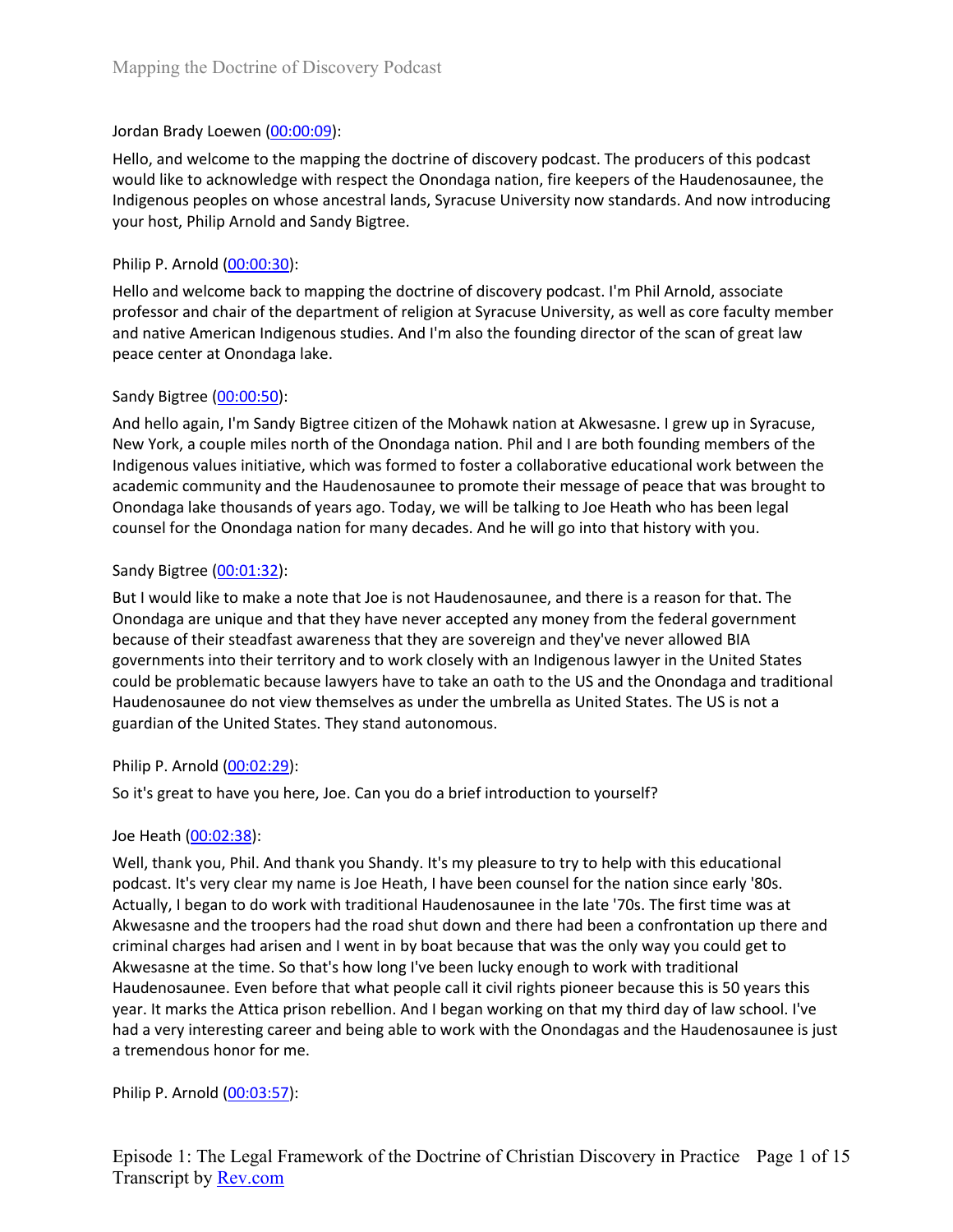Jordan Brady Loewen ([00:00:09]):

Hello, and welcome to the mapping the doctrine of discovery podcast. The producers of this podcast would like to acknowledge with respect the Onondaga nation, fire keepers of the Haudenosaunee, the Indigenous peoples on whose ancestral lands, Syracuse University now standards. And now introducing your host, Philip Arnold and Sandy Bigtree.

Philip P. Arnold ([00:00:30]):

Hello and welcome back to mapping the doctrine of discovery podcast. I'm Phil Arnold, associate professor and chair of the department of religion at Syracuse University, as well as core faculty member and native American Indigenous studies. And I'm also the founding director of the scan of great law peace center at Onondaga lake.

Sandy Bigtree ([00:00:50]):

And hello again, I'm Sandy Bigtree citizen of the Mohawk nation at Akwesasne. I grew up in Syracuse, New York, a couple miles north of the Onondaga nation. Phil and I are both founding members of the Indigenous values initiative, which was formed to foster a collaborative educational work between the academic community and the Haudenosaunee to promote their message of peace that was brought to Onondaga lake thousands of years ago. Today, we will be talking to Joe Heath who has been legal counsel for the Onondaga nation for many decades. And he will go into that history with you.

Sandy Bigtree ([00:01:32]):

But I would like to make a note that Joe is not Haudenosaunee, and there is a reason for that. The Onondaga are unique and that they have never accepted any money from the federal government because of their steadfast awareness that they are sovereign and they've never allowed BIA governments into their territory and to work closely with an Indigenous lawyer in the United States could be problematic because lawyers have to take an oath to the US and the Onondaga and traditional Haudenosaunee do not view themselves as under the umbrella as United States. The US is not a guardian of the United States. They stand autonomous.

Philip P. Arnold ([00:02:29]):

So it's great to have you here, Joe. Can you do a brief introduction to yourself?

Joe Heath ([00:02:38]):

Well, thank you, Phil. And thank you Shandy. It's my pleasure to try to help with this educational podcast. It's very clear my name is Joe Heath, I have been counsel for the nation since early '80s. Actually, I began to do work with traditional Haudenosaunee in the late '70s. The first time was at Akwesasne and the troopers had the road shut down and there had been a confrontation up there and criminal charges had arisen and I went in by boat because that was the only way you could get to Akwesasne at the time. So that's how long I've been lucky enough to work with traditional Haudenosaunee. Even before that what people call it civil rights pioneer because this is 50 years this year. It marks the Attica prison rebellion. And I began working on that my third day of law school. I've had a very interesting career and being able to work with the Onondagas and the Haudenosaunee is just a tremendous honor for me.

Philip P. Arnold ([00:03:57]):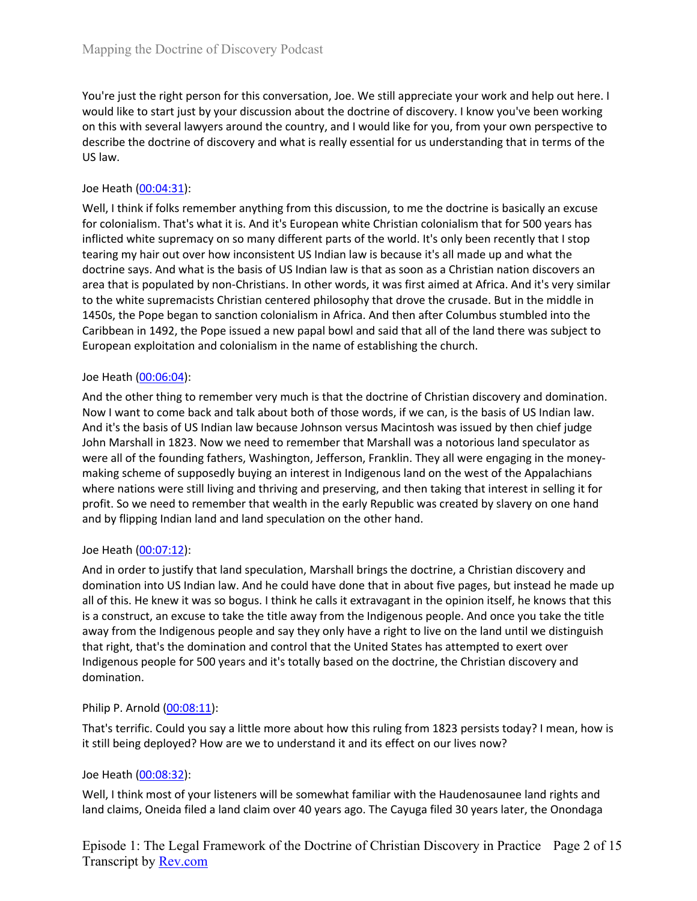You're just the right person for this conversation, Joe. We still appreciate your work and help out here. I would like to start just by your discussion about the doctrine of discovery. I know you've been working on this with several lawyers around the country, and I would like for you, from your own perspective to describe the doctrine of discovery and what is really essential for us understanding that in terms of the US law.

Joe Heath ([00:04:31](#)):

Well, I think if folks remember anything from this discussion, to me the doctrine is basically an excuse for colonialism. That's what it is. And it's European white Christian colonialism that for 500 years has inflicted white supremacy on so many different parts of the world. It's only been recently that I stop tearing my hair out over how inconsistent US Indian law is because it's all made up and what the doctrine says. And what is the basis of US Indian law is that as soon as a Christian nation discovers an area that is populated by non-Christians. In other words, it was first aimed at Africa. And it's very similar to the white supremacists Christian centered philosophy that drove the crusade. But in the middle in 1450s, the Pope began to sanction colonialism in Africa. And then after Columbus stumbled into the Caribbean in 1492, the Pope issued a new papal bowl and said that all of the land there was subject to European exploitation and colonialism in the name of establishing the church.

Joe Heath ([00:06:04](#)):

And the other thing to remember very much is that the doctrine of Christian discovery and domination. Now I want to come back and talk about both of those words, if we can, is the basis of US Indian law. And it's the basis of US Indian law because Johnson versus Macintosh was issued by then chief judge John Marshall in 1823. Now we need to remember that Marshall was a notorious land speculator as were all of the founding fathers, Washington, Jefferson, Franklin. They all were engaging in the money-making scheme of supposedly buying an interest in Indigenous land on the west of the Appalachians where nations were still living and thriving and preserving, and then taking that interest in selling it for profit. So we need to remember that wealth in the early Republic was created by slavery on one hand and by flipping Indian land and land speculation on the other hand.

Joe Heath ([00:07:12](#)):

And in order to justify that land speculation, Marshall brings the doctrine, a Christian discovery and domination into US Indian law. And he could have done that in about five pages, but instead he made up all of this. He knew it was so bogus. I think he calls it extravagant in the opinion itself, he knows that this is a construct, an excuse to take the title away from the Indigenous people. And once you take the title away from the Indigenous people and say they only have a right to live on the land until we distinguish that right, that's the domination and control that the United States has attempted to exert over Indigenous people for 500 years and it's totally based on the doctrine, the Christian discovery and domination.

Philip P. Arnold ([00:08:11](#)):

That's terrific. Could you say a little more about how this ruling from 1823 persists today? I mean, how is it still being deployed? How are we to understand it and its effect on our lives now?

Joe Heath ([00:08:32](#)):

Well, I think most of your listeners will be somewhat familiar with the Haudenosaunee land rights and land claims, Oneida filed a land claim over 40 years ago. The Cayuga filed 30 years later, the Onondaga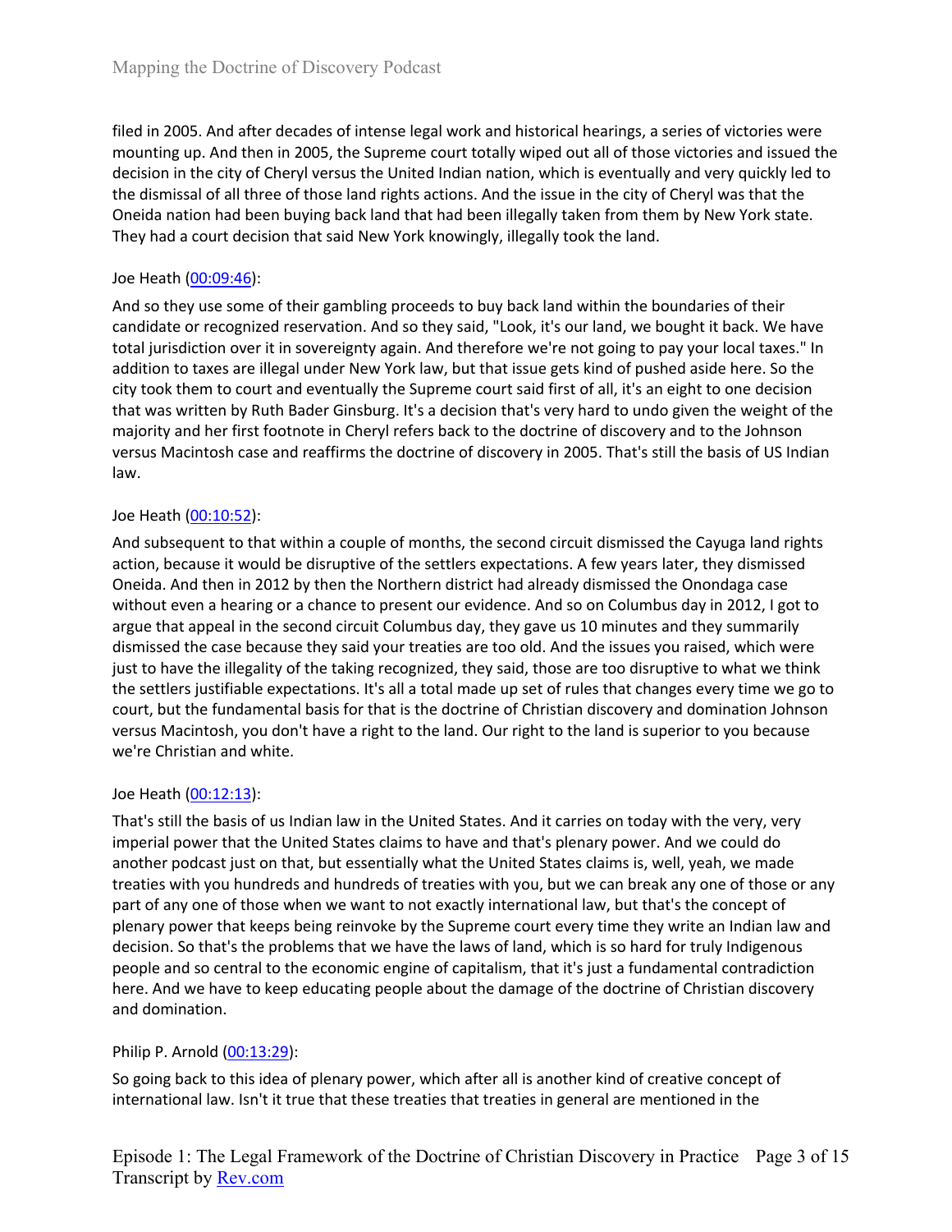filed in 2005. And after decades of intense legal work and historical hearings, a series of victories were mounting up. And then in 2005, the Supreme court totally wiped out all of those victories and issued the decision in the city of Cheryl versus the United Indian nation, which is eventually and very quickly led to the dismissal of all three of those land rights actions. And the issue in the city of Cheryl was that the Oneida nation had been buying back land that had been illegally taken from them by New York state. They had a court decision that said New York knowingly, illegally took the land.

Joe Heath ([00:09:46](#)):

And so they use some of their gambling proceeds to buy back land within the boundaries of their candidate or recognized reservation. And so they said, "Look, it's our land, we bought it back. We have total jurisdiction over it in sovereignty again. And therefore we're not going to pay your local taxes." In addition to taxes are illegal under New York law, but that issue gets kind of pushed aside here. So the city took them to court and eventually the Supreme court said first of all, it's an eight to one decision that was written by Ruth Bader Ginsburg. It's a decision that's very hard to undo given the weight of the majority and her first footnote in Cheryl refers back to the doctrine of discovery and to the Johnson versus Macintosh case and reaffirms the doctrine of discovery in 2005. That's still the basis of US Indian law.

Joe Heath ([00:10:52](#)):

And subsequent to that within a couple of months, the second circuit dismissed the Cayuga land rights action, because it would be disruptive of the settlers expectations. A few years later, they dismissed Oneida. And then in 2012 by then the Northern district had already dismissed the Onondaga case without even a hearing or a chance to present our evidence. And so on Columbus day in 2012, I got to argue that appeal in the second circuit Columbus day, they gave us 10 minutes and they summarily dismissed the case because they said your treaties are too old. And the issues you raised, which were just to have the illegality of the taking recognized, they said, those are too disruptive to what we think the settlers justifiable expectations. It's all a total made up set of rules that changes every time we go to court, but the fundamental basis for that is the doctrine of Christian discovery and domination Johnson versus Macintosh, you don't have a right to the land. Our right to the land is superior to you because we're Christian and white.

Joe Heath ([00:12:13](#)):

That's still the basis of us Indian law in the United States. And it carries on today with the very, very imperial power that the United States claims to have and that's plenary power. And we could do another podcast just on that, but essentially what the United States claims is, well, yeah, we made treaties with you hundreds and hundreds of treaties with you, but we can break any one of those or any part of any one of those when we want to not exactly international law, but that's the concept of plenary power that keeps being reinvoke by the Supreme court every time they write an Indian law and decision. So that's the problems that we have the laws of land, which is so hard for truly Indigenous people and so central to the economic engine of capitalism, that it's just a fundamental contradiction here. And we have to keep educating people about the damage of the doctrine of Christian discovery and domination.

Philip P. Arnold ([00:13:29](#)):

So going back to this idea of plenary power, which after all is another kind of creative concept of international law. Isn't it true that these treaties that treaties in general are mentioned in the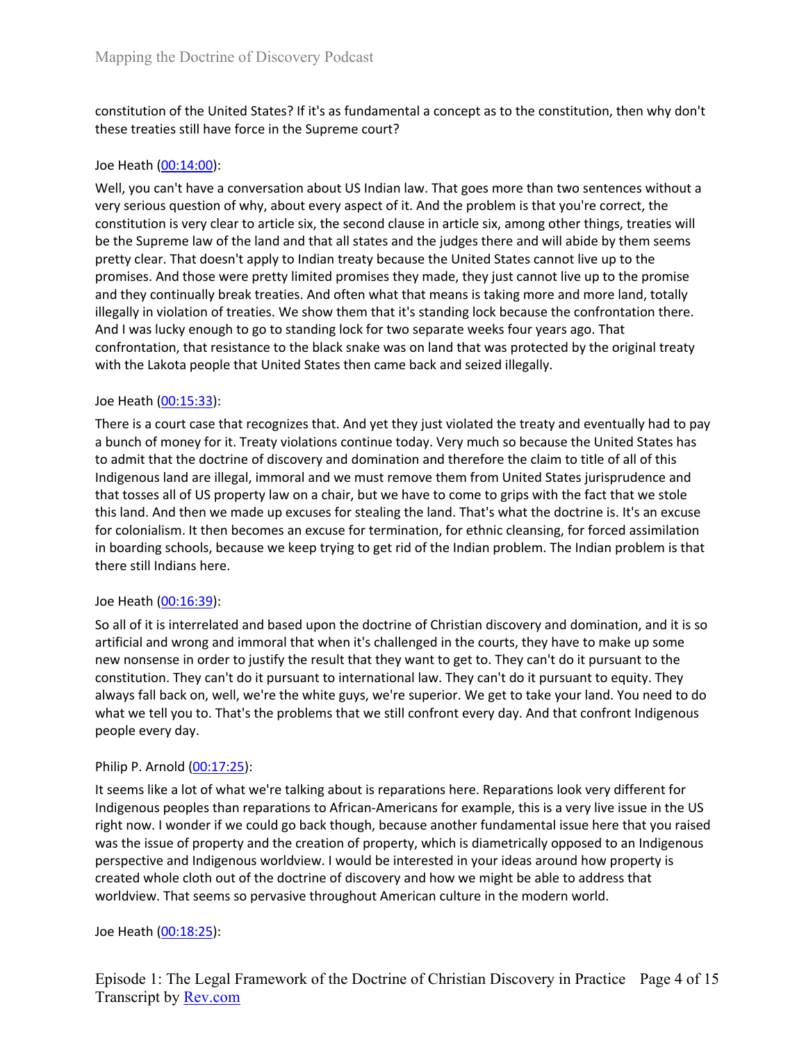constitution of the United States? If it's as fundamental a concept as to the constitution, then why don't these treaties still have force in the Supreme court?

Joe Heath ([00:14:00](#)):

Well, you can't have a conversation about US Indian law. That goes more than two sentences without a very serious question of why, about every aspect of it. And the problem is that you're correct, the constitution is very clear to article six, the second clause in article six, among other things, treaties will be the Supreme law of the land and that all states and the judges there and will abide by them seems pretty clear. That doesn't apply to Indian treaty because the United States cannot live up to the promises. And those were pretty limited promises they made, they just cannot live up to the promise and they continually break treaties. And often what that means is taking more and more land, totally illegally in violation of treaties. We show them that it's standing lock because the confrontation there. And I was lucky enough to go to standing lock for two separate weeks four years ago. That confrontation, that resistance to the black snake was on land that was protected by the original treaty with the Lakota people that United States then came back and seized illegally.

Joe Heath ([00:15:33](#)):

There is a court case that recognizes that. And yet they just violated the treaty and eventually had to pay a bunch of money for it. Treaty violations continue today. Very much so because the United States has to admit that the doctrine of discovery and domination and therefore the claim to title of all of this Indigenous land are illegal, immoral and we must remove them from United States jurisprudence and that tosses all of US property law on a chair, but we have to come to grips with the fact that we stole this land. And then we made up excuses for stealing the land. That's what the doctrine is. It's an excuse for colonialism. It then becomes an excuse for termination, for ethnic cleansing, for forced assimilation in boarding schools, because we keep trying to get rid of the Indian problem. The Indian problem is that there still Indians here.

Joe Heath ([00:16:39](#)):

So all of it is interrelated and based upon the doctrine of Christian discovery and domination, and it is so artificial and wrong and immoral that when it's challenged in the courts, they have to make up some new nonsense in order to justify the result that they want to get to. They can't do it pursuant to the constitution. They can't do it pursuant to international law. They can't do it pursuant to equity. They always fall back on, well, we're the white guys, we're superior. We get to take your land. You need to do what we tell you to. That's the problems that we still confront every day. And that confront Indigenous people every day.

Philip P. Arnold ([00:17:25](#)):

It seems like a lot of what we're talking about is reparations here. Reparations look very different for Indigenous peoples than reparations to African-Americans for example, this is a very live issue in the US right now. I wonder if we could go back though, because another fundamental issue here that you raised was the issue of property and the creation of property, which is diametrically opposed to an Indigenous perspective and Indigenous worldview. I would be interested in your ideas around how property is created whole cloth out of the doctrine of discovery and how we might be able to address that worldview. That seems so pervasive throughout American culture in the modern world.

Joe Heath ([00:18:25](#)):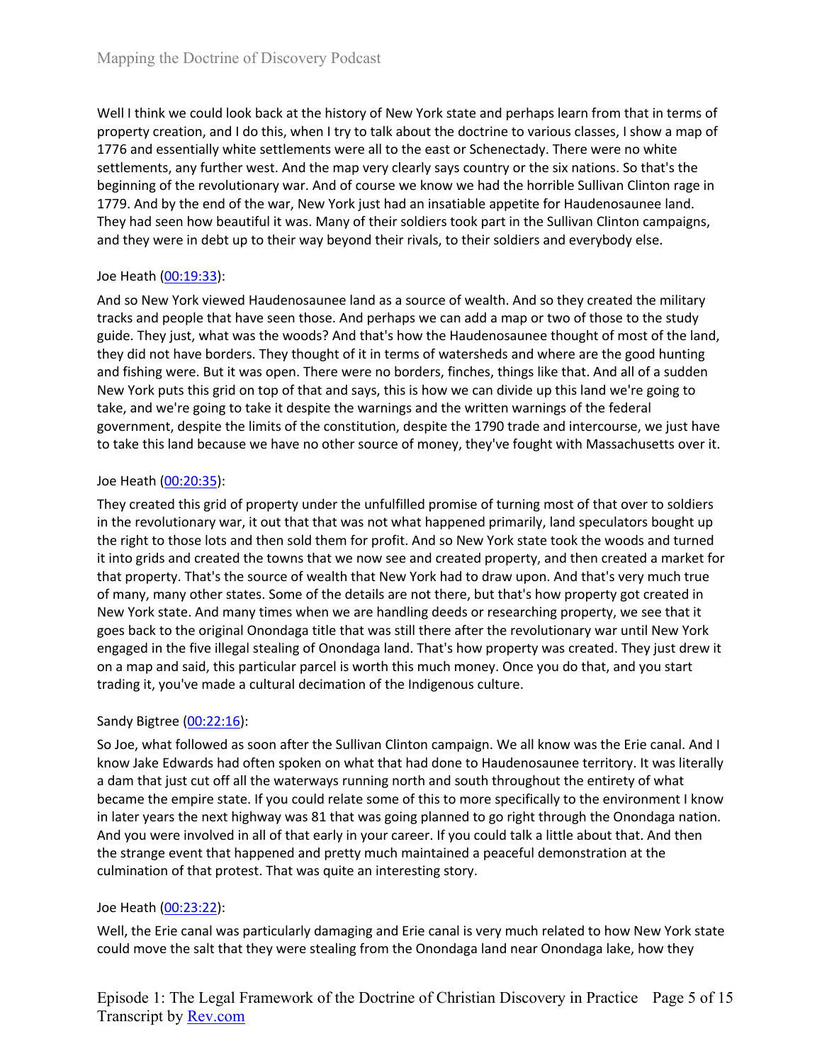Well I think we could look back at the history of New York state and perhaps learn from that in terms of property creation, and I do this, when I try to talk about the doctrine to various classes, I show a map of 1776 and essentially white settlements were all to the east or Schenectady. There were no white settlements, any further west. And the map very clearly says country or the six nations. So that's the beginning of the revolutionary war. And of course we know we had the horrible Sullivan Clinton rage in 1779. And by the end of the war, New York just had an insatiable appetite for Haudenosaunee land. They had seen how beautiful it was. Many of their soldiers took part in the Sullivan Clinton campaigns, and they were in debt up to their way beyond their rivals, to their soldiers and everybody else.

Joe Heath ([00:19:33](#)):

And so New York viewed Haudenosaunee land as a source of wealth. And so they created the military tracks and people that have seen those. And perhaps we can add a map or two of those to the study guide. They just, what was the woods? And that's how the Haudenosaunee thought of most of the land, they did not have borders. They thought of it in terms of watersheds and where are the good hunting and fishing were. But it was open. There were no borders, finches, things like that. And all of a sudden New York puts this grid on top of that and says, this is how we can divide up this land we're going to take, and we're going to take it despite the warnings and the written warnings of the federal government, despite the limits of the constitution, despite the 1790 trade and intercourse, we just have to take this land because we have no other source of money, they've fought with Massachusetts over it.

Joe Heath ([00:20:35](#)):

They created this grid of property under the unfulfilled promise of turning most of that over to soldiers in the revolutionary war, it out that that was not what happened primarily, land speculators bought up the right to those lots and then sold them for profit. And so New York state took the woods and turned it into grids and created the towns that we now see and created property, and then created a market for that property. That's the source of wealth that New York had to draw upon. And that's very much true of many, many other states. Some of the details are not there, but that's how property got created in New York state. And many times when we are handling deeds or researching property, we see that it goes back to the original Onondaga title that was still there after the revolutionary war until New York engaged in the five illegal stealing of Onondaga land. That's how property was created. They just drew it on a map and said, this particular parcel is worth this much money. Once you do that, and you start trading it, you've made a cultural decimation of the Indigenous culture.

Sandy Bigtree ([00:22:16](#)):

So Joe, what followed as soon after the Sullivan Clinton campaign. We all know was the Erie canal. And I know Jake Edwards had often spoken on what that had done to Haudenosaunee territory. It was literally a dam that just cut off all the waterways running north and south throughout the entirety of what became the empire state. If you could relate some of this to more specifically to the environment I know in later years the next highway was 81 that was going planned to go right through the Onondaga nation. And you were involved in all of that early in your career. If you could talk a little about that. And then the strange event that happened and pretty much maintained a peaceful demonstration at the culmination of that protest. That was quite an interesting story.

Joe Heath ([00:23:22](#)):

Well, the Erie canal was particularly damaging and Erie canal is very much related to how New York state could move the salt that they were stealing from the Onondaga land near Onondaga lake, how they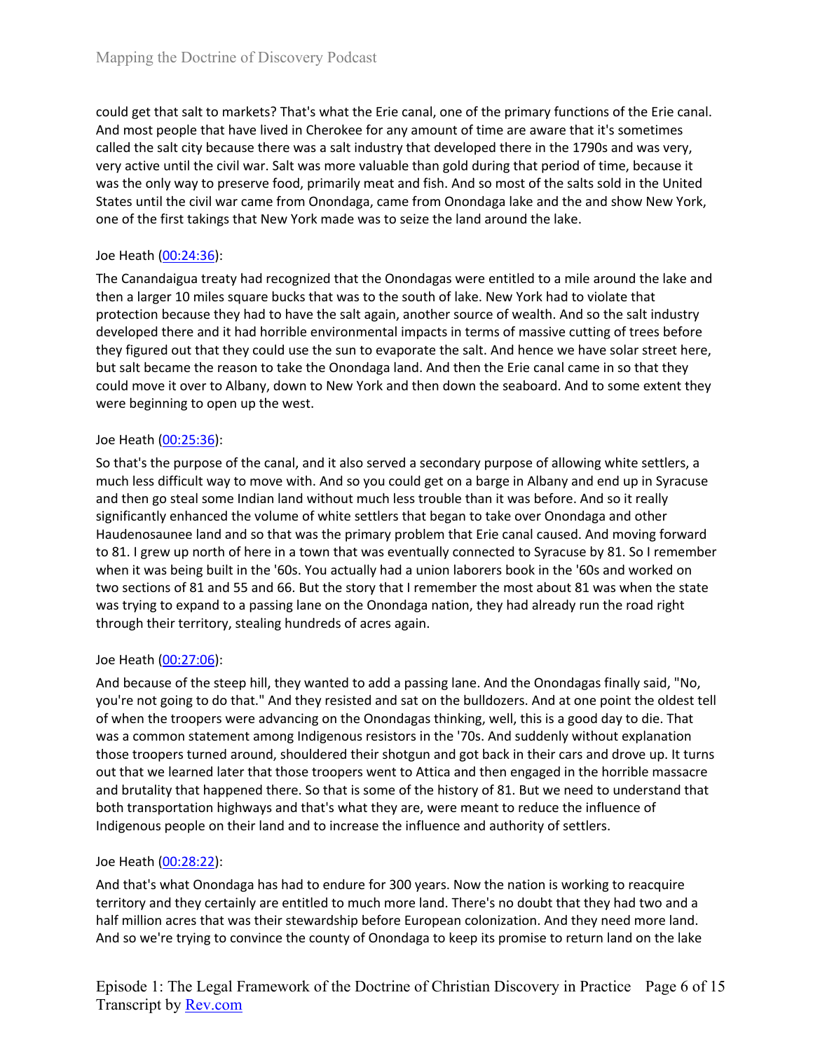could get that salt to markets? That's what the Erie canal, one of the primary functions of the Erie canal. And most people that have lived in Cherokee for any amount of time are aware that it's sometimes called the salt city because there was a salt industry that developed there in the 1790s and was very, very active until the civil war. Salt was more valuable than gold during that period of time, because it was the only way to preserve food, primarily meat and fish. And so most of the salts sold in the United States until the civil war came from Onondaga, came from Onondaga lake and the and show New York, one of the first takings that New York made was to seize the land around the lake.

Joe Heath ([00:24:36]()):

The Canandaigua treaty had recognized that the Onondagas were entitled to a mile around the lake and then a larger 10 miles square bucks that was to the south of lake. New York had to violate that protection because they had to have the salt again, another source of wealth. And so the salt industry developed there and it had horrible environmental impacts in terms of massive cutting of trees before they figured out that they could use the sun to evaporate the salt. And hence we have solar street here, but salt became the reason to take the Onondaga land. And then the Erie canal came in so that they could move it over to Albany, down to New York and then down the seaboard. And to some extent they were beginning to open up the west.

Joe Heath ([00:25:36]()):

So that's the purpose of the canal, and it also served a secondary purpose of allowing white settlers, a much less difficult way to move with. And so you could get on a barge in Albany and end up in Syracuse and then go steal some Indian land without much less trouble than it was before. And so it really significantly enhanced the volume of white settlers that began to take over Onondaga and other Haudenosaunee land and so that was the primary problem that Erie canal caused. And moving forward to 81. I grew up north of here in a town that was eventually connected to Syracuse by 81. So I remember when it was being built in the '60s. You actually had a union laborers book in the '60s and worked on two sections of 81 and 55 and 66. But the story that I remember the most about 81 was when the state was trying to expand to a passing lane on the Onondaga nation, they had already run the road right through their territory, stealing hundreds of acres again.

Joe Heath ([00:27:06]()):

And because of the steep hill, they wanted to add a passing lane. And the Onondagas finally said, "No, you're not going to do that." And they resisted and sat on the bulldozers. And at one point the oldest tell of when the troopers were advancing on the Onondagas thinking, well, this is a good day to die. That was a common statement among Indigenous resistors in the '70s. And suddenly without explanation those troopers turned around, shouldered their shotgun and got back in their cars and drove up. It turns out that we learned later that those troopers went to Attica and then engaged in the horrible massacre and brutality that happened there. So that is some of the history of 81. But we need to understand that both transportation highways and that's what they are, were meant to reduce the influence of Indigenous people on their land and to increase the influence and authority of settlers.

Joe Heath ([00:28:22]()):

And that's what Onondaga has had to endure for 300 years. Now the nation is working to reacquire territory and they certainly are entitled to much more land. There's no doubt that they had two and a half million acres that was their stewardship before European colonization. And they need more land. And so we're trying to convince the county of Onondaga to keep its promise to return land on the lake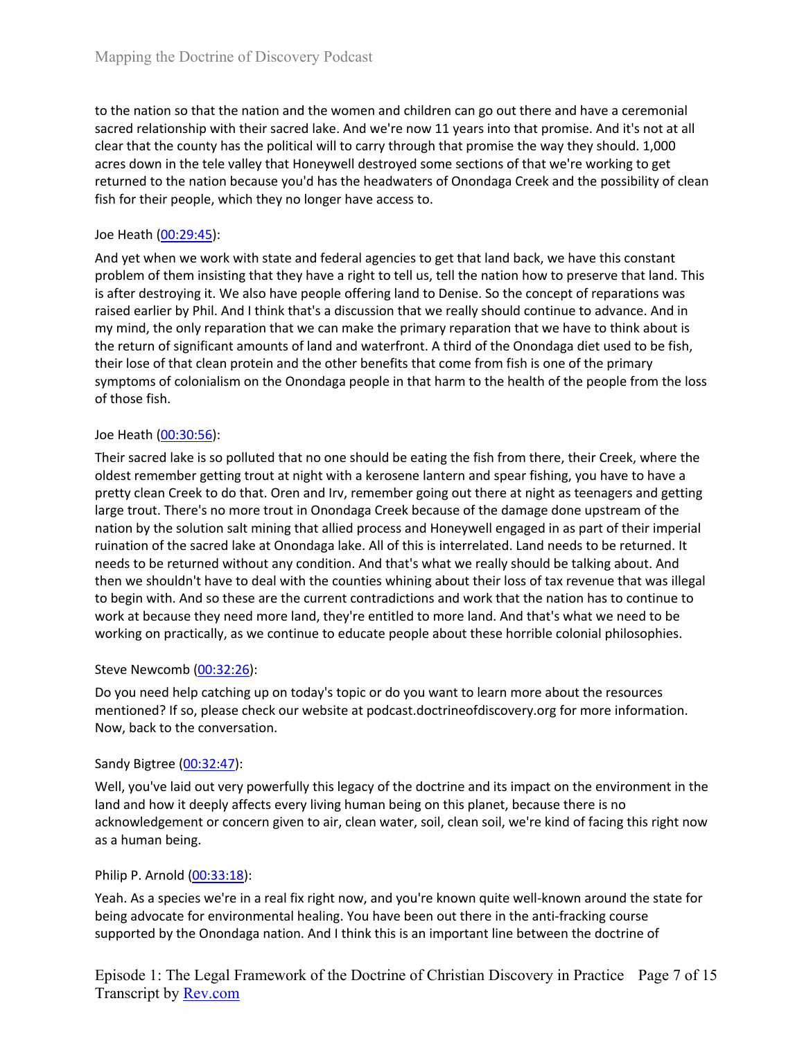to the nation so that the nation and the women and children can go out there and have a ceremonial sacred relationship with their sacred lake. And we're now 11 years into that promise. And it's not at all clear that the county has the political will to carry through that promise the way they should. 1,000 acres down in the tele valley that Honeywell destroyed some sections of that we're working to get returned to the nation because you'd has the headwaters of Onondaga Creek and the possibility of clean fish for their people, which they no longer have access to.

Joe Heath ([00:29:45](#)):

And yet when we work with state and federal agencies to get that land back, we have this constant problem of them insisting that they have a right to tell us, tell the nation how to preserve that land. This is after destroying it. We also have people offering land to Denise. So the concept of reparations was raised earlier by Phil. And I think that's a discussion that we really should continue to advance. And in my mind, the only reparation that we can make the primary reparation that we have to think about is the return of significant amounts of land and waterfront. A third of the Onondaga diet used to be fish, their lose of that clean protein and the other benefits that come from fish is one of the primary symptoms of colonialism on the Onondaga people in that harm to the health of the people from the loss of those fish.

Joe Heath ([00:30:56](#)):

Their sacred lake is so polluted that no one should be eating the fish from there, their Creek, where the oldest remember getting trout at night with a kerosene lantern and spear fishing, you have to have a pretty clean Creek to do that. Oren and Irv, remember going out there at night as teenagers and getting large trout. There's no more trout in Onondaga Creek because of the damage done upstream of the nation by the solution salt mining that allied process and Honeywell engaged in as part of their imperial ruination of the sacred lake at Onondaga lake. All of this is interrelated. Land needs to be returned. It needs to be returned without any condition. And that's what we really should be talking about. And then we shouldn't have to deal with the counties whining about their loss of tax revenue that was illegal to begin with. And so these are the current contradictions and work that the nation has to continue to work at because they need more land, they're entitled to more land. And that's what we need to be working on practically, as we continue to educate people about these horrible colonial philosophies.

Steve Newcomb ([00:32:26](#)):

Do you need help catching up on today's topic or do you want to learn more about the resources mentioned? If so, please check our website at podcast.doctrineofdiscovery.org for more information. Now, back to the conversation.

Sandy Bigtree ([00:32:47](#)):

Well, you've laid out very powerfully this legacy of the doctrine and its impact on the environment in the land and how it deeply affects every living human being on this planet, because there is no acknowledgement or concern given to air, clean water, soil, clean soil, we're kind of facing this right now as a human being.

Philip P. Arnold ([00:33:18](#)):

Yeah. As a species we're in a real fix right now, and you're known quite well-known around the state for being advocate for environmental healing. You have been out there in the anti-fracking course supported by the Onondaga nation. And I think this is an important line between the doctrine of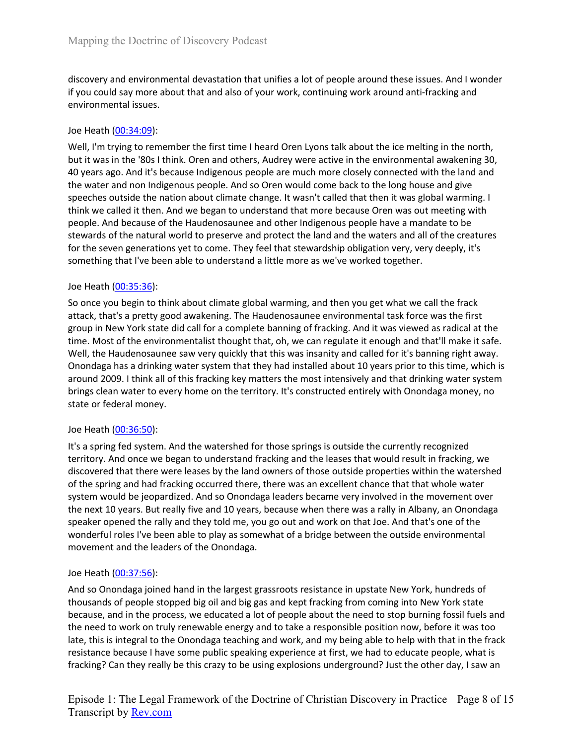discovery and environmental devastation that unifies a lot of people around these issues. And I wonder if you could say more about that and also of your work, continuing work around anti-fracking and environmental issues.

Joe Heath ([00:34:09]):

Well, I'm trying to remember the first time I heard Oren Lyons talk about the ice melting in the north, but it was in the '80s I think. Oren and others, Audrey were active in the environmental awakening 30, 40 years ago. And it's because Indigenous people are much more closely connected with the land and the water and non Indigenous people. And so Oren would come back to the long house and give speeches outside the nation about climate change. It wasn't called that then it was global warming. I think we called it then. And we began to understand that more because Oren was out meeting with people. And because of the Haudenosaunee and other Indigenous people have a mandate to be stewards of the natural world to preserve and protect the land and the waters and all of the creatures for the seven generations yet to come. They feel that stewardship obligation very, very deeply, it's something that I've been able to understand a little more as we've worked together.

Joe Heath ([00:35:36]):

So once you begin to think about climate global warming, and then you get what we call the frack attack, that's a pretty good awakening. The Haudenosaunee environmental task force was the first group in New York state did call for a complete banning of fracking. And it was viewed as radical at the time. Most of the environmentalist thought that, oh, we can regulate it enough and that'll make it safe. Well, the Haudenosaunee saw very quickly that this was insanity and called for it's banning right away. Onondaga has a drinking water system that they had installed about 10 years prior to this time, which is around 2009. I think all of this fracking key matters the most intensively and that drinking water system brings clean water to every home on the territory. It's constructed entirely with Onondaga money, no state or federal money.

Joe Heath ([00:36:50]):

It's a spring fed system. And the watershed for those springs is outside the currently recognized territory. And once we began to understand fracking and the leases that would result in fracking, we discovered that there were leases by the land owners of those outside properties within the watershed of the spring and had fracking occurred there, there was an excellent chance that that whole water system would be jeopardized. And so Onondaga leaders became very involved in the movement over the next 10 years. But really five and 10 years, because when there was a rally in Albany, an Onondaga speaker opened the rally and they told me, you go out and work on that Joe. And that's one of the wonderful roles I've been able to play as somewhat of a bridge between the outside environmental movement and the leaders of the Onondaga.

Joe Heath ([00:37:56]):

And so Onondaga joined hand in the largest grassroots resistance in upstate New York, hundreds of thousands of people stopped big oil and big gas and kept fracking from coming into New York state because, and in the process, we educated a lot of people about the need to stop burning fossil fuels and the need to work on truly renewable energy and to take a responsible position now, before it was too late, this is integral to the Onondaga teaching and work, and my being able to help with that in the frack resistance because I have some public speaking experience at first, we had to educate people, what is fracking? Can they really be this crazy to be using explosions underground? Just the other day, I saw an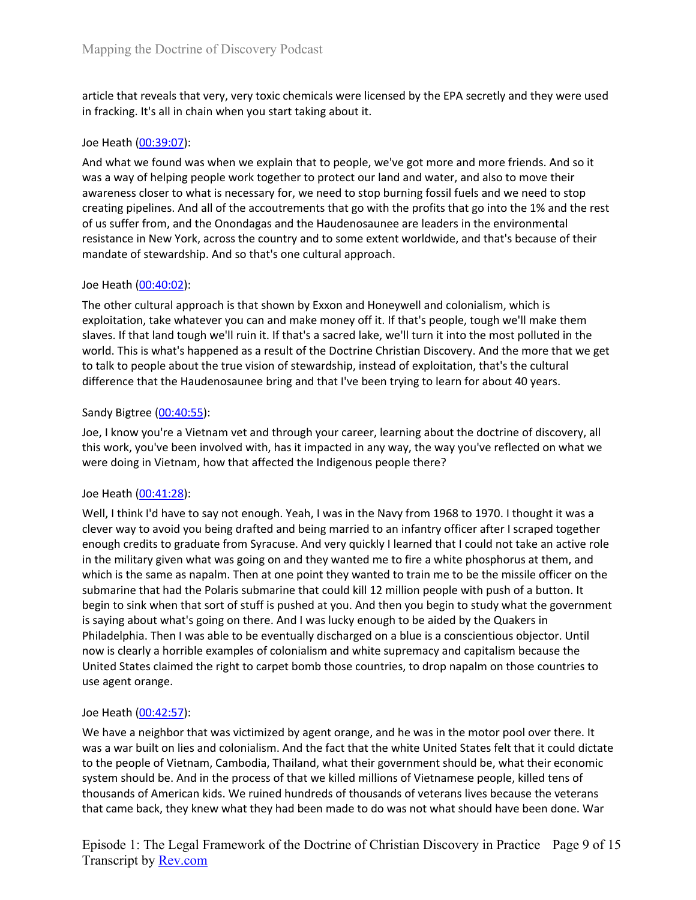article that reveals that very, very toxic chemicals were licensed by the EPA secretly and they were used in fracking. It's all in chain when you start taking about it.

Joe Heath ([00:39:07](#)):

And what we found was when we explain that to people, we've got more and more friends. And so it was a way of helping people work together to protect our land and water, and also to move their awareness closer to what is necessary for, we need to stop burning fossil fuels and we need to stop creating pipelines. And all of the accoutrements that go with the profits that go into the 1% and the rest of us suffer from, and the Onondagas and the Haudenosaunee are leaders in the environmental resistance in New York, across the country and to some extent worldwide, and that's because of their mandate of stewardship. And so that's one cultural approach.

Joe Heath ([00:40:02](#)):

The other cultural approach is that shown by Exxon and Honeywell and colonialism, which is exploitation, take whatever you can and make money off it. If that's people, tough we'll make them slaves. If that land tough we'll ruin it. If that's a sacred lake, we'll turn it into the most polluted in the world. This is what's happened as a result of the Doctrine Christian Discovery. And the more that we get to talk to people about the true vision of stewardship, instead of exploitation, that's the cultural difference that the Haudenosaunee bring and that I've been trying to learn for about 40 years.

Sandy Bigtree ([00:40:55](#)):

Joe, I know you're a Vietnam vet and through your career, learning about the doctrine of discovery, all this work, you've been involved with, has it impacted in any way, the way you've reflected on what we were doing in Vietnam, how that affected the Indigenous people there?

Joe Heath ([00:41:28](#)):

Well, I think I'd have to say not enough. Yeah, I was in the Navy from 1968 to 1970. I thought it was a clever way to avoid you being drafted and being married to an infantry officer after I scraped together enough credits to graduate from Syracuse. And very quickly I learned that I could not take an active role in the military given what was going on and they wanted me to fire a white phosphorus at them, and which is the same as napalm. Then at one point they wanted to train me to be the missile officer on the submarine that had the Polaris submarine that could kill 12 million people with push of a button. It begin to sink when that sort of stuff is pushed at you. And then you begin to study what the government is saying about what's going on there. And I was lucky enough to be aided by the Quakers in Philadelphia. Then I was able to be eventually discharged on a blue is a conscientious objector. Until now is clearly a horrible examples of colonialism and white supremacy and capitalism because the United States claimed the right to carpet bomb those countries, to drop napalm on those countries to use agent orange.

Joe Heath ([00:42:57](#)):

We have a neighbor that was victimized by agent orange, and he was in the motor pool over there. It was a war built on lies and colonialism. And the fact that the white United States felt that it could dictate to the people of Vietnam, Cambodia, Thailand, what their government should be, what their economic system should be. And in the process of that we killed millions of Vietnamese people, killed tens of thousands of American kids. We ruined hundreds of thousands of veterans lives because the veterans that came back, they knew what they had been made to do was not what should have been done. War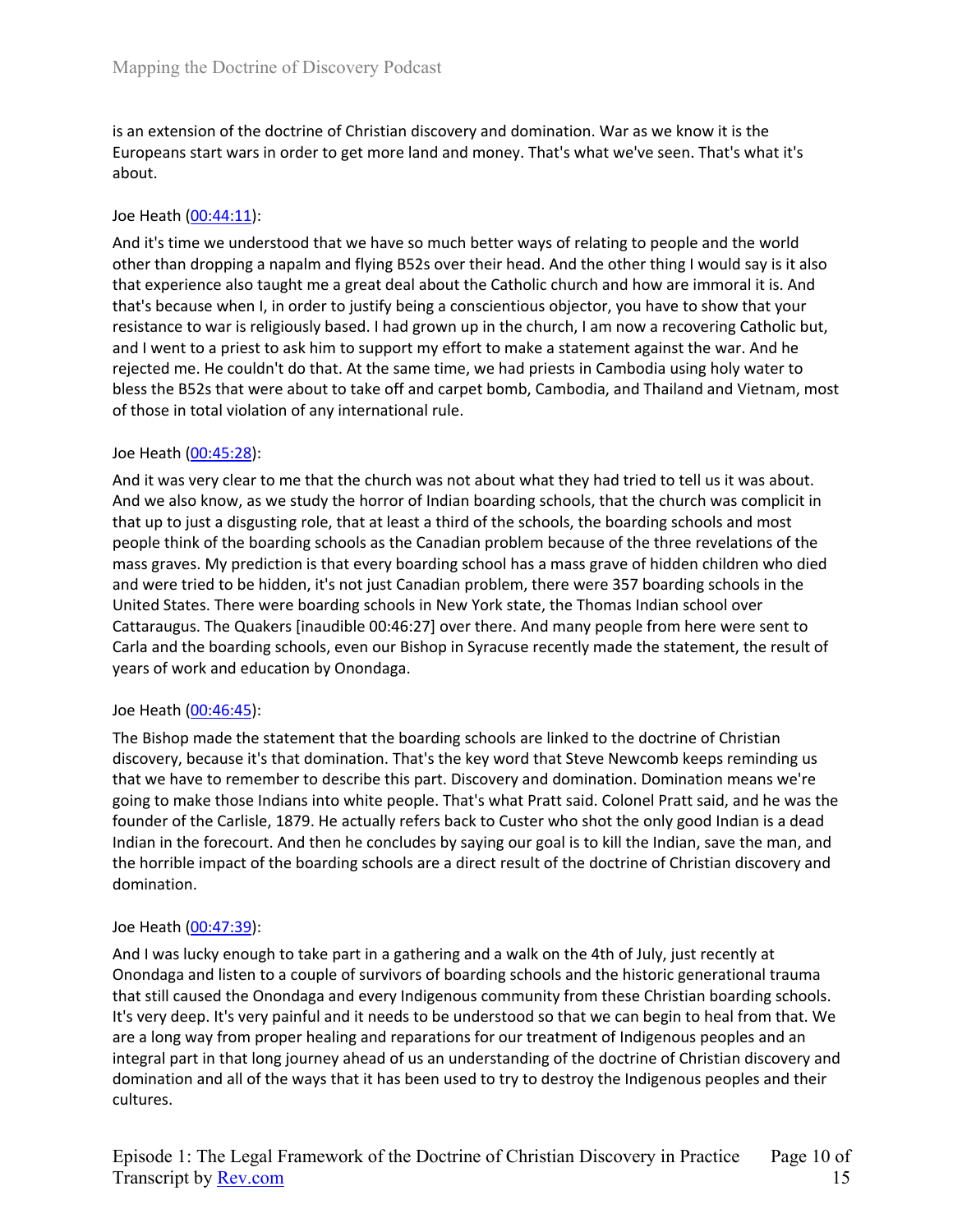is an extension of the doctrine of Christian discovery and domination. War as we know it is the Europeans start wars in order to get more land and money. That's what we've seen. That's what it's about.

Joe Heath (00:44:11):

And it's time we understood that we have so much better ways of relating to people and the world other than dropping a napalm and flying B52s over their head. And the other thing I would say is it also that experience also taught me a great deal about the Catholic church and how are immoral it is. And that's because when I, in order to justify being a conscientious objector, you have to show that your resistance to war is religiously based. I had grown up in the church, I am now a recovering Catholic but, and I went to a priest to ask him to support my effort to make a statement against the war. And he rejected me. He couldn't do that. At the same time, we had priests in Cambodia using holy water to bless the B52s that were about to take off and carpet bomb, Cambodia, and Thailand and Vietnam, most of those in total violation of any international rule.

Joe Heath (00:45:28):

And it was very clear to me that the church was not about what they had tried to tell us it was about. And we also know, as we study the horror of Indian boarding schools, that the church was complicit in that up to just a disgusting role, that at least a third of the schools, the boarding schools and most people think of the boarding schools as the Canadian problem because of the three revelations of the mass graves. My prediction is that every boarding school has a mass grave of hidden children who died and were tried to be hidden, it's not just Canadian problem, there were 357 boarding schools in the United States. There were boarding schools in New York state, the Thomas Indian school over Cattaraugus. The Quakers [inaudible 00:46:27] over there. And many people from here were sent to Carla and the boarding schools, even our Bishop in Syracuse recently made the statement, the result of years of work and education by Onondaga.

Joe Heath (00:46:45):

The Bishop made the statement that the boarding schools are linked to the doctrine of Christian discovery, because it's that domination. That's the key word that Steve Newcomb keeps reminding us that we have to remember to describe this part. Discovery and domination. Domination means we're going to make those Indians into white people. That's what Pratt said. Colonel Pratt said, and he was the founder of the Carlisle, 1879. He actually refers back to Custer who shot the only good Indian is a dead Indian in the forecourt. And then he concludes by saying our goal is to kill the Indian, save the man, and the horrible impact of the boarding schools are a direct result of the doctrine of Christian discovery and domination.

Joe Heath (00:47:39):

And I was lucky enough to take part in a gathering and a walk on the 4th of July, just recently at Onondaga and listen to a couple of survivors of boarding schools and the historic generational trauma that still caused the Onondaga and every Indigenous community from these Christian boarding schools. It's very deep. It's very painful and it needs to be understood so that we can begin to heal from that. We are a long way from proper healing and reparations for our treatment of Indigenous peoples and an integral part in that long journey ahead of us an understanding of the doctrine of Christian discovery and domination and all of the ways that it has been used to try to destroy the Indigenous peoples and their cultures.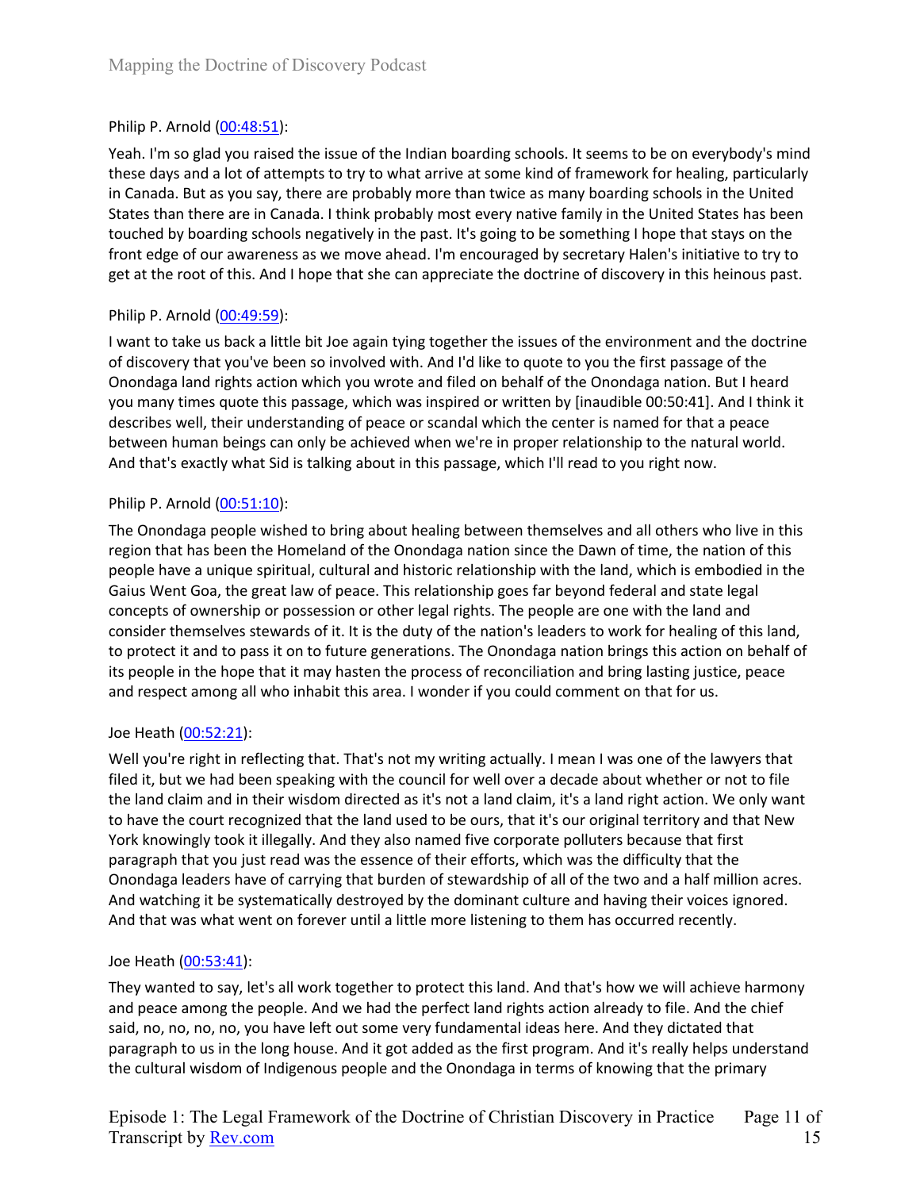Philip P. Arnold ([00:48:51](#)):

Yeah. I'm so glad you raised the issue of the Indian boarding schools. It seems to be on everybody's mind these days and a lot of attempts to try to what arrive at some kind of framework for healing, particularly in Canada. But as you say, there are probably more than twice as many boarding schools in the United States than there are in Canada. I think probably most every native family in the United States has been touched by boarding schools negatively in the past. It's going to be something I hope that stays on the front edge of our awareness as we move ahead. I'm encouraged by secretary Halen's initiative to try to get at the root of this. And I hope that she can appreciate the doctrine of discovery in this heinous past.

Philip P. Arnold ([00:49:59](#)):

I want to take us back a little bit Joe again tying together the issues of the environment and the doctrine of discovery that you've been so involved with. And I'd like to quote to you the first passage of the Onondaga land rights action which you wrote and filed on behalf of the Onondaga nation. But I heard you many times quote this passage, which was inspired or written by [inaudible 00:50:41]. And I think it describes well, their understanding of peace or scandal which the center is named for that a peace between human beings can only be achieved when we're in proper relationship to the natural world. And that's exactly what Sid is talking about in this passage, which I'll read to you right now.

Philip P. Arnold ([00:51:10](#)):

The Onondaga people wished to bring about healing between themselves and all others who live in this region that has been the Homeland of the Onondaga nation since the Dawn of time, the nation of this people have a unique spiritual, cultural and historic relationship with the land, which is embodied in the Gaius Went Goa, the great law of peace. This relationship goes far beyond federal and state legal concepts of ownership or possession or other legal rights. The people are one with the land and consider themselves stewards of it. It is the duty of the nation's leaders to work for healing of this land, to protect it and to pass it on to future generations. The Onondaga nation brings this action on behalf of its people in the hope that it may hasten the process of reconciliation and bring lasting justice, peace and respect among all who inhabit this area. I wonder if you could comment on that for us.

Joe Heath ([00:52:21](#)):

Well you're right in reflecting that. That's not my writing actually. I mean I was one of the lawyers that filed it, but we had been speaking with the council for well over a decade about whether or not to file the land claim and in their wisdom directed as it's not a land claim, it's a land right action. We only want to have the court recognized that the land used to be ours, that it's our original territory and that New York knowingly took it illegally. And they also named five corporate polluters because that first paragraph that you just read was the essence of their efforts, which was the difficulty that the Onondaga leaders have of carrying that burden of stewardship of all of the two and a half million acres. And watching it be systematically destroyed by the dominant culture and having their voices ignored. And that was what went on forever until a little more listening to them has occurred recently.

Joe Heath ([00:53:41](#)):

They wanted to say, let's all work together to protect this land. And that's how we will achieve harmony and peace among the people. And we had the perfect land rights action already to file. And the chief said, no, no, no, no, you have left out some very fundamental ideas here. And they dictated that paragraph to us in the long house. And it got added as the first program. And it's really helps understand the cultural wisdom of Indigenous people and the Onondaga in terms of knowing that the primary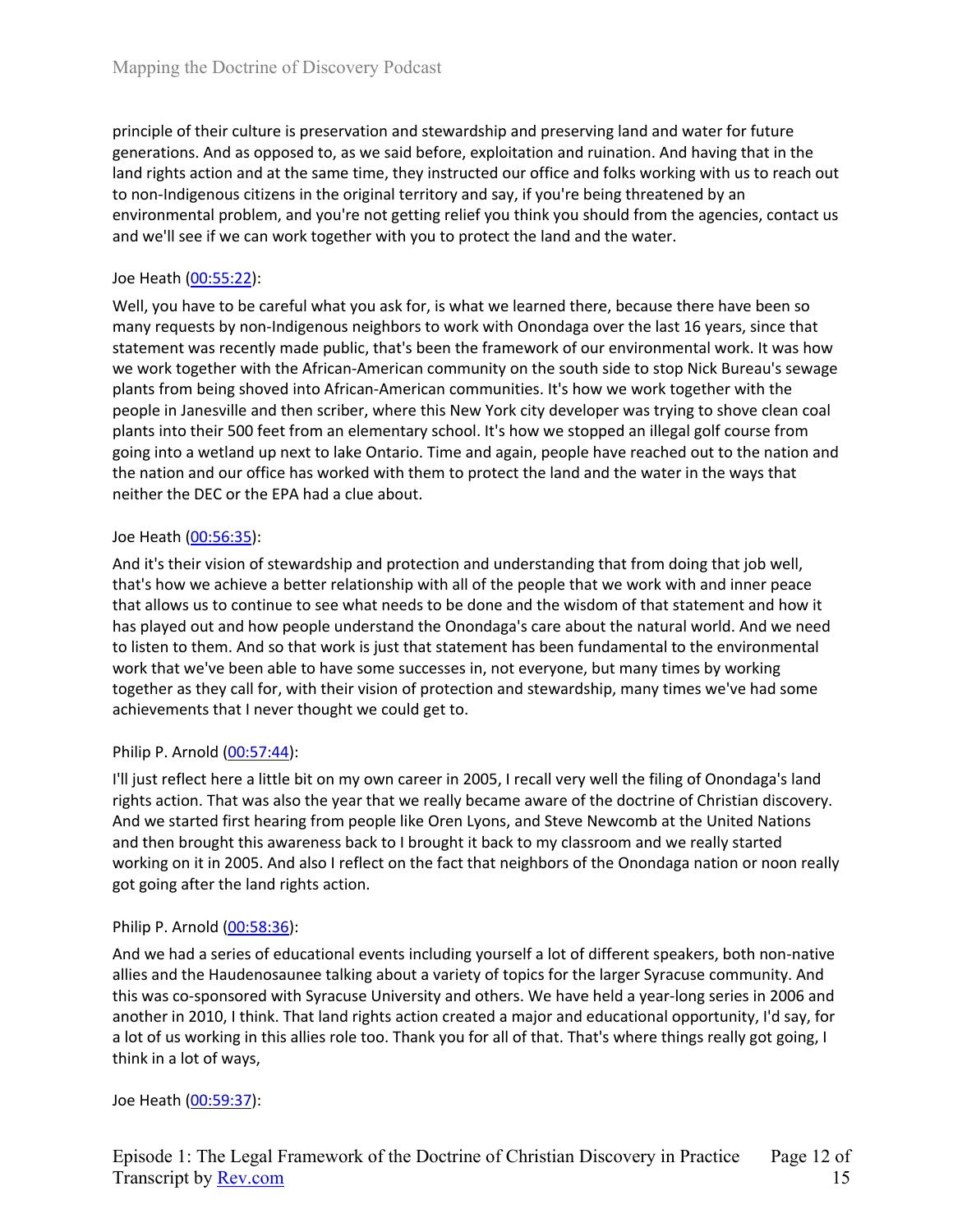principle of their culture is preservation and stewardship and preserving land and water for future generations. And as opposed to, as we said before, exploitation and ruination. And having that in the land rights action and at the same time, they instructed our office and folks working with us to reach out to non-Indigenous citizens in the original territory and say, if you're being threatened by an environmental problem, and you're not getting relief you think you should from the agencies, contact us and we'll see if we can work together with you to protect the land and the water.

Joe Heath ([00:55:22](#)):

Well, you have to be careful what you ask for, is what we learned there, because there have been so many requests by non-Indigenous neighbors to work with Onondaga over the last 16 years, since that statement was recently made public, that's been the framework of our environmental work. It was how we work together with the African-American community on the south side to stop Nick Bureau's sewage plants from being shoved into African-American communities. It's how we work together with the people in Janesville and then scriber, where this New York city developer was trying to shove clean coal plants into their 500 feet from an elementary school. It's how we stopped an illegal golf course from going into a wetland up next to lake Ontario. Time and again, people have reached out to the nation and the nation and our office has worked with them to protect the land and the water in the ways that neither the DEC or the EPA had a clue about.

Joe Heath ([00:56:35](#)):

And it's their vision of stewardship and protection and understanding that from doing that job well, that's how we achieve a better relationship with all of the people that we work with and inner peace that allows us to continue to see what needs to be done and the wisdom of that statement and how it has played out and how people understand the Onondaga's care about the natural world. And we need to listen to them. And so that work is just that statement has been fundamental to the environmental work that we've been able to have some successes in, not everyone, but many times by working together as they call for, with their vision of protection and stewardship, many times we've had some achievements that I never thought we could get to.

Philip P. Arnold ([00:57:44](#)):

I'll just reflect here a little bit on my own career in 2005, I recall very well the filing of Onondaga's land rights action. That was also the year that we really became aware of the doctrine of Christian discovery. And we started first hearing from people like Oren Lyons, and Steve Newcomb at the United Nations and then brought this awareness back to I brought it back to my classroom and we really started working on it in 2005. And also I reflect on the fact that neighbors of the Onondaga nation or noon really got going after the land rights action.

Philip P. Arnold ([00:58:36](#)):

And we had a series of educational events including yourself a lot of different speakers, both non-native allies and the Haudenosaunee talking about a variety of topics for the larger Syracuse community. And this was co-sponsored with Syracuse University and others. We have held a year-long series in 2006 and another in 2010, I think. That land rights action created a major and educational opportunity, I'd say, for a lot of us working in this allies role too. Thank you for all of that. That's where things really got going, I think in a lot of ways,

Joe Heath ([00:59:37](#)):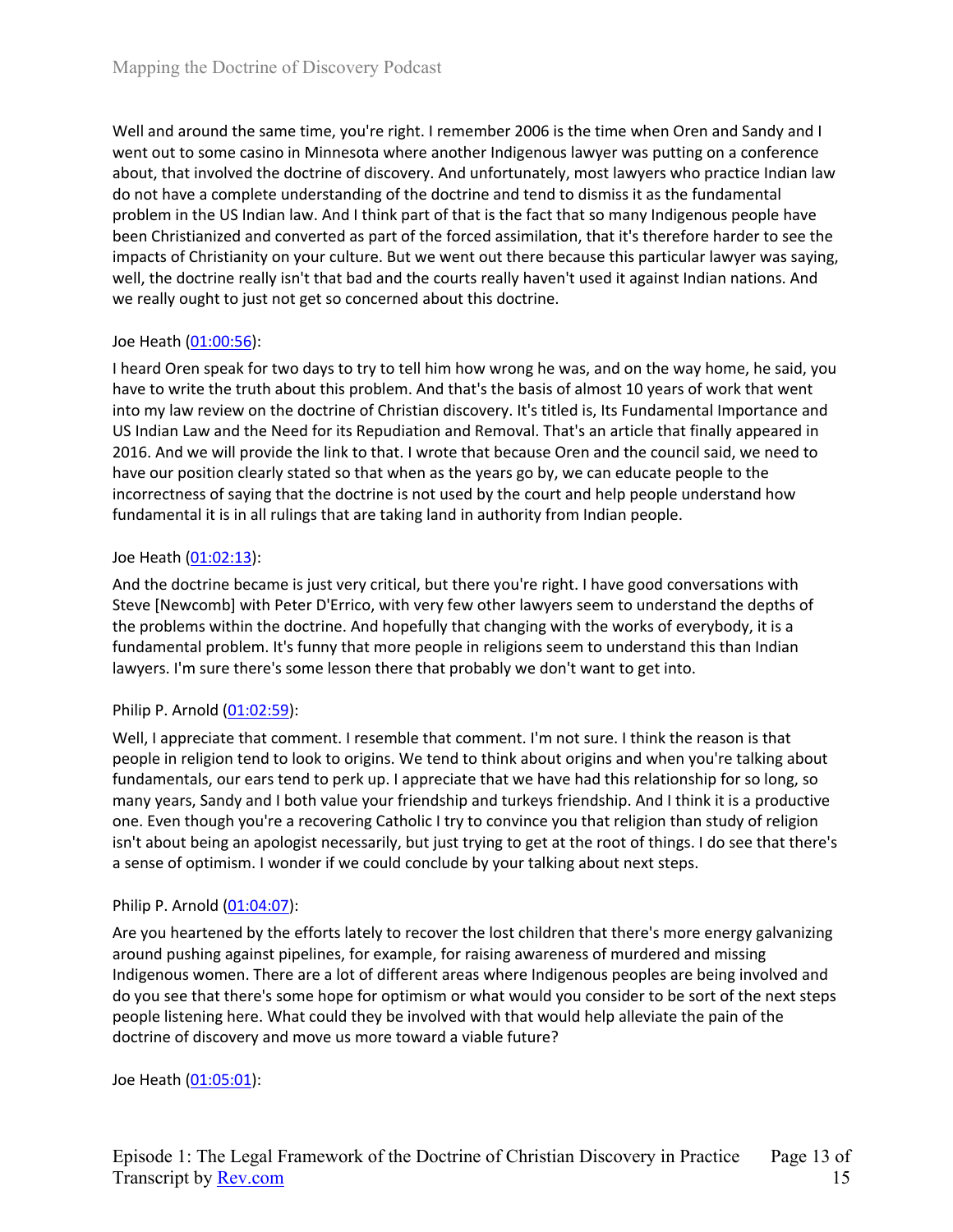Well and around the same time, you're right. I remember 2006 is the time when Oren and Sandy and I went out to some casino in Minnesota where another Indigenous lawyer was putting on a conference about, that involved the doctrine of discovery. And unfortunately, most lawyers who practice Indian law do not have a complete understanding of the doctrine and tend to dismiss it as the fundamental problem in the US Indian law. And I think part of that is the fact that so many Indigenous people have been Christianized and converted as part of the forced assimilation, that it's therefore harder to see the impacts of Christianity on your culture. But we went out there because this particular lawyer was saying, well, the doctrine really isn't that bad and the courts really haven't used it against Indian nations. And we really ought to just not get so concerned about this doctrine.

Joe Heath ([01:00:56](#)):

I heard Oren speak for two days to try to tell him how wrong he was, and on the way home, he said, you have to write the truth about this problem. And that's the basis of almost 10 years of work that went into my law review on the doctrine of Christian discovery. It's titled is, Its Fundamental Importance and US Indian Law and the Need for its Repudiation and Removal. That's an article that finally appeared in 2016. And we will provide the link to that. I wrote that because Oren and the council said, we need to have our position clearly stated so that when as the years go by, we can educate people to the incorrectness of saying that the doctrine is not used by the court and help people understand how fundamental it is in all rulings that are taking land in authority from Indian people.

Joe Heath ([01:02:13](#)):

And the doctrine became is just very critical, but there you're right. I have good conversations with Steve [Newcomb] with Peter D'Errico, with very few other lawyers seem to understand the depths of the problems within the doctrine. And hopefully that changing with the works of everybody, it is a fundamental problem. It's funny that more people in religions seem to understand this than Indian lawyers. I'm sure there's some lesson there that probably we don't want to get into.

Philip P. Arnold ([01:02:59](#)):

Well, I appreciate that comment. I resemble that comment. I'm not sure. I think the reason is that people in religion tend to look to origins. We tend to think about origins and when you're talking about fundamentals, our ears tend to perk up. I appreciate that we have had this relationship for so long, so many years, Sandy and I both value your friendship and turkeys friendship. And I think it is a productive one. Even though you're a recovering Catholic I try to convince you that religion than study of religion isn't about being an apologist necessarily, but just trying to get at the root of things. I do see that there's a sense of optimism. I wonder if we could conclude by your talking about next steps.

Philip P. Arnold ([01:04:07](#)):

Are you heartened by the efforts lately to recover the lost children that there's more energy galvanizing around pushing against pipelines, for example, for raising awareness of murdered and missing Indigenous women. There are a lot of different areas where Indigenous peoples are being involved and do you see that there's some hope for optimism or what would you consider to be sort of the next steps people listening here. What could they be involved with that would help alleviate the pain of the doctrine of discovery and move us more toward a viable future?

Joe Heath ([01:05:01](#)):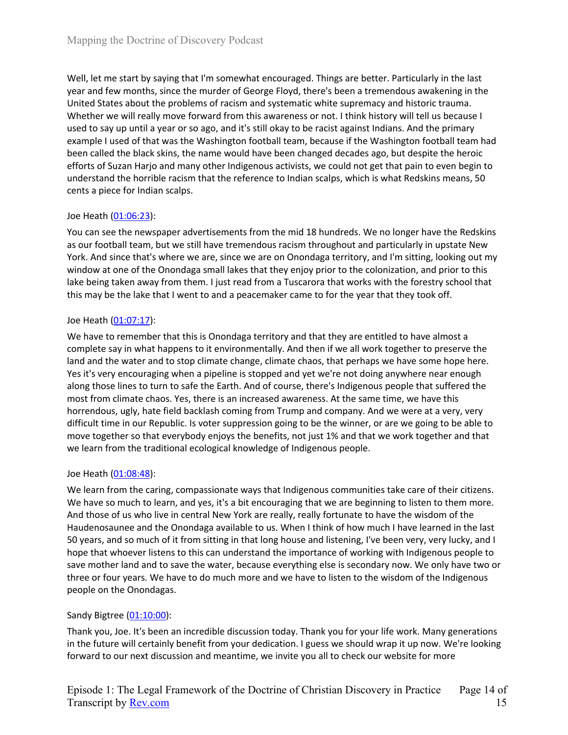Well, let me start by saying that I'm somewhat encouraged. Things are better. Particularly in the last year and few months, since the murder of George Floyd, there's been a tremendous awakening in the United States about the problems of racism and systematic white supremacy and historic trauma. Whether we will really move forward from this awareness or not. I think history will tell us because I used to say up until a year or so ago, and it's still okay to be racist against Indians. And the primary example I used of that was the Washington football team, because if the Washington football team had been called the black skins, the name would have been changed decades ago, but despite the heroic efforts of Suzan Harjo and many other Indigenous activists, we could not get that pain to even begin to understand the horrible racism that the reference to Indian scalps, which is what Redskins means, 50 cents a piece for Indian scalps.

Joe Heath ([01:06:23](#)):

You can see the newspaper advertisements from the mid 18 hundreds. We no longer have the Redskins as our football team, but we still have tremendous racism throughout and particularly in upstate New York. And since that's where we are, since we are on Onondaga territory, and I'm sitting, looking out my window at one of the Onondaga small lakes that they enjoy prior to the colonization, and prior to this lake being taken away from them. I just read from a Tuscarora that works with the forestry school that this may be the lake that I went to and a peacemaker came to for the year that they took off.

Joe Heath ([01:07:17](#)):

We have to remember that this is Onondaga territory and that they are entitled to have almost a complete say in what happens to it environmentally. And then if we all work together to preserve the land and the water and to stop climate change, climate chaos, that perhaps we have some hope here. Yes it's very encouraging when a pipeline is stopped and yet we're not doing anywhere near enough along those lines to turn to safe the Earth. And of course, there's Indigenous people that suffered the most from climate chaos. Yes, there is an increased awareness. At the same time, we have this horrendous, ugly, hate field backlash coming from Trump and company. And we were at a very, very difficult time in our Republic. Is voter suppression going to be the winner, or are we going to be able to move together so that everybody enjoys the benefits, not just 1% and that we work together and that we learn from the traditional ecological knowledge of Indigenous people.

Joe Heath ([01:08:48](#)):

We learn from the caring, compassionate ways that Indigenous communities take care of their citizens. We have so much to learn, and yes, it's a bit encouraging that we are beginning to listen to them more. And those of us who live in central New York are really, really fortunate to have the wisdom of the Haudenosaunee and the Onondaga available to us. When I think of how much I have learned in the last 50 years, and so much of it from sitting in that long house and listening, I've been very, very lucky, and I hope that whoever listens to this can understand the importance of working with Indigenous people to save mother land and to save the water, because everything else is secondary now. We only have two or three or four years. We have to do much more and we have to listen to the wisdom of the Indigenous people on the Onondagas.

Sandy Bigtree ([01:10:00](#)):

Thank you, Joe. It's been an incredible discussion today. Thank you for your life work. Many generations in the future will certainly benefit from your dedication. I guess we should wrap it up now. We're looking forward to our next discussion and meantime, we invite you all to check our website for more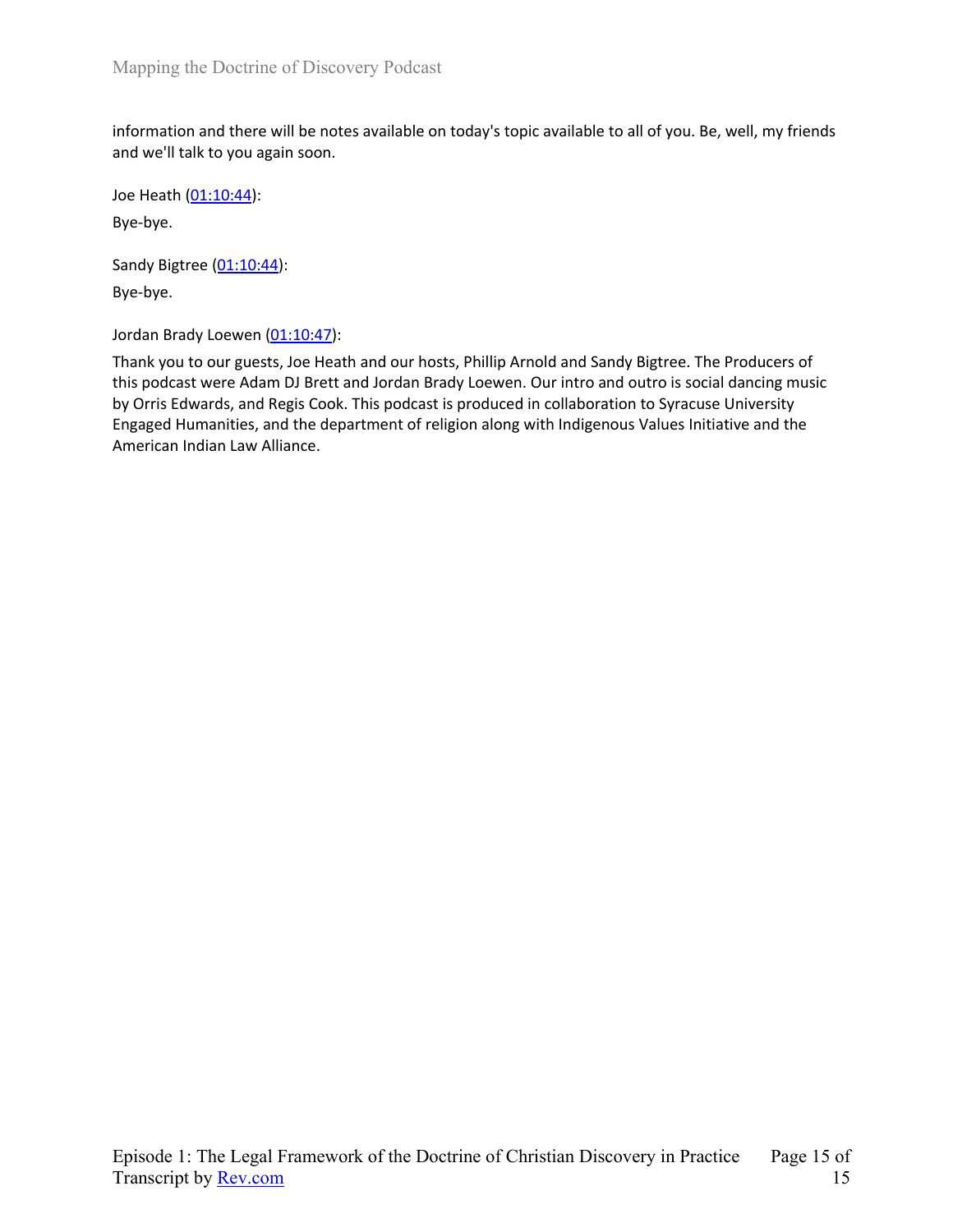information and there will be notes available on today's topic available to all of you. Be, well, my friends and we'll talk to you again soon.

Joe Heath (01:10:44):

Bye-bye.

Sandy Bigtree (01:10:44):

Bye-bye.

Jordan Brady Loewen (01:10:47):

Thank you to our guests, Joe Heath and our hosts, Phillip Arnold and Sandy Bigtree. The Producers of this podcast were Adam DJ Brett and Jordan Brady Loewen. Our intro and outro is social dancing music by Orris Edwards, and Regis Cook. This podcast is produced in collaboration to Syracuse University Engaged Humanities, and the department of religion along with Indigenous Values Initiative and the American Indian Law Alliance.